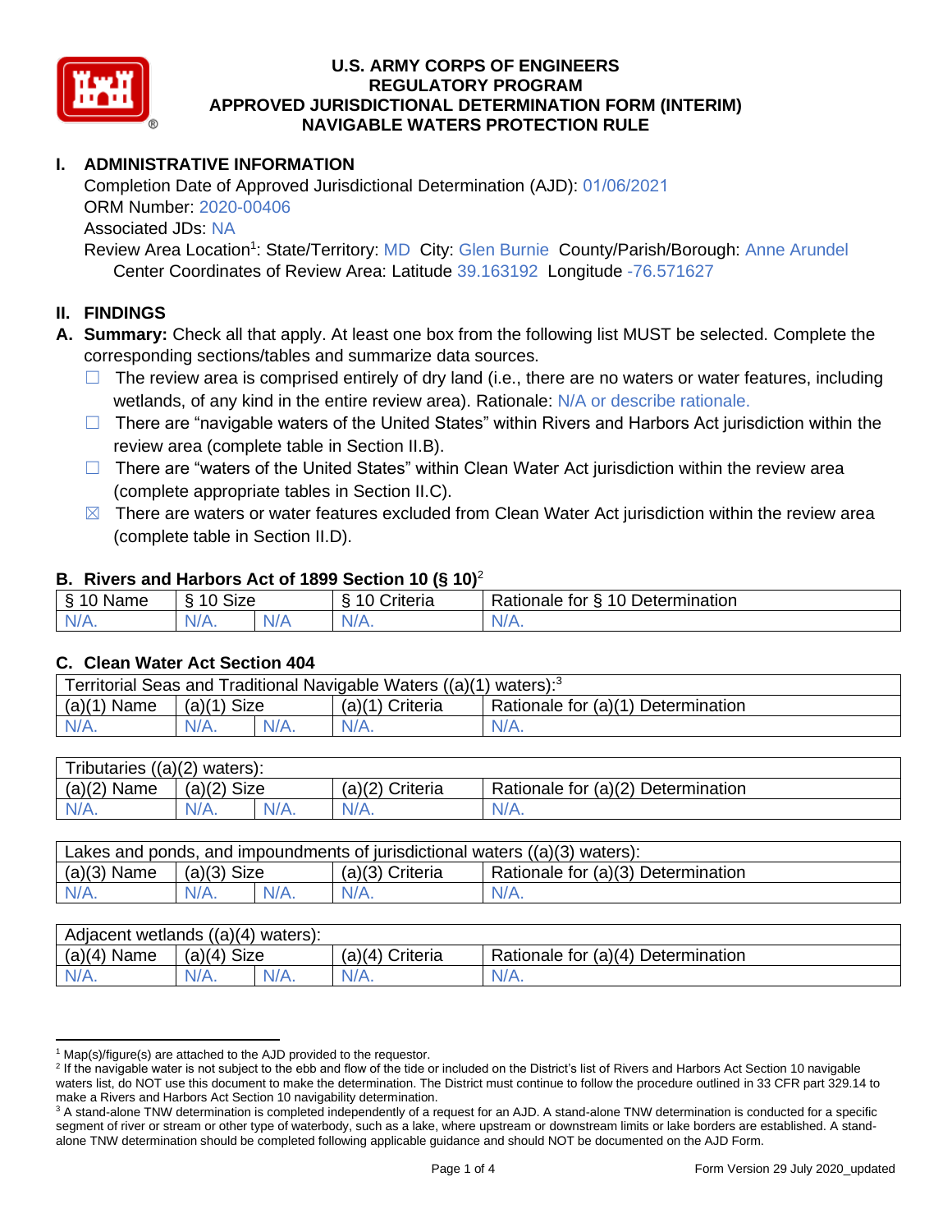# U.S. ARMY CORPS OF ENGINEERS
# REGULATORY PROGRAM
# APPROVED JURISDICTIONAL DETERMINATION FORM (INTERIM)
# NAVIGABLE WATERS PROTECTION RULE

## I. ADMINISTRATIVE INFORMATION

Completion Date of Approved Jurisdictional Determination (AJD): 01/06/2021
ORM Number: 2020-00406
Associated JDs: NA
Review Area Location[1]: State/Territory: MD City: Glen Burnie County/Parish/Borough: Anne Arundel
Center Coordinates of Review Area: Latitude 39.163192 Longitude -76.571627

## II. FINDINGS

**A. Summary:** Check all that apply. At least one box from the following list MUST be selected. Complete the corresponding sections/tables and summarize data sources.

- ☐ The review area is comprised entirely of dry land (i.e., there are no waters or water features, including wetlands, of any kind in the entire review area). Rationale: N/A or describe rationale.
- ☐ There are "navigable waters of the United States" within Rivers and Harbors Act jurisdiction within the review area (complete table in Section II.B).
- ☐ There are "waters of the United States" within Clean Water Act jurisdiction within the review area (complete appropriate tables in Section II.C).
- ☒ There are waters or water features excluded from Clean Water Act jurisdiction within the review area (complete table in Section II.D).

### B. Rivers and Harbors Act of 1899 Section 10 (§ 10)[2]

| § 10 Name | § 10 Size | | § 10 Criteria | Rationale for § 10 Determination |
|---|---|---|---|---|
| N/A. | N/A. | N/A | N/A. | N/A. |

### C. Clean Water Act Section 404

| Territorial Seas and Traditional Navigable Waters ((a)(1) waters):[3] | | | | |
|---|---|---|---|---|
| (a)(1) Name | (a)(1) Size | | (a)(1) Criteria | Rationale for (a)(1) Determination |
| N/A. | N/A. | N/A. | N/A. | N/A. |

| Tributaries ((a)(2) waters): | | | | |
|---|---|---|---|---|
| (a)(2) Name | (a)(2) Size | | (a)(2) Criteria | Rationale for (a)(2) Determination |
| N/A. | N/A. | N/A. | N/A. | N/A. |

| Lakes and ponds, and impoundments of jurisdictional waters ((a)(3) waters): | | | | |
|---|---|---|---|---|
| (a)(3) Name | (a)(3) Size | | (a)(3) Criteria | Rationale for (a)(3) Determination |
| N/A. | N/A. | N/A. | N/A. | N/A. |

| Adjacent wetlands ((a)(4) waters): | | | | |
|---|---|---|---|---|
| (a)(4) Name | (a)(4) Size | | (a)(4) Criteria | Rationale for (a)(4) Determination |
| N/A. | N/A. | N/A. | N/A. | N/A. |

---

[1] Map(s)/figure(s) are attached to the AJD provided to the requestor.
[2] If the navigable water is not subject to the ebb and flow of the tide or included on the District's list of Rivers and Harbors Act Section 10 navigable waters list, do NOT use this document to make the determination. The District must continue to follow the procedure outlined in 33 CFR part 329.14 to make a Rivers and Harbors Act Section 10 navigability determination.
[3] A stand-alone TNW determination is completed independently of a request for an AJD. A stand-alone TNW determination is conducted for a specific segment of river or stream or other type of waterbody, such as a lake, where upstream or downstream limits or lake borders are established. A stand-alone TNW determination should be completed following applicable guidance and should NOT be documented on the AJD Form.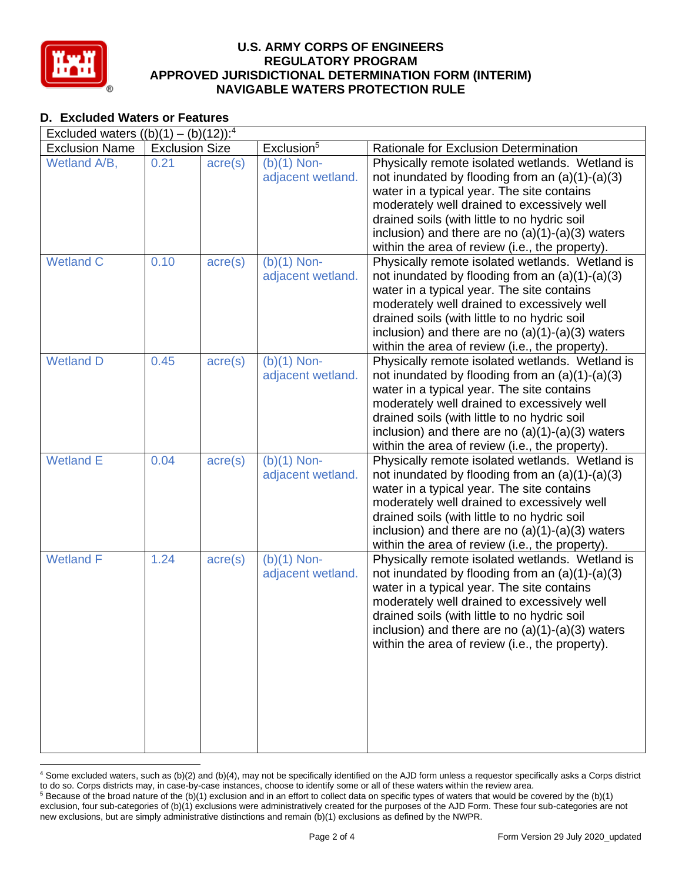## D. Excluded Waters or Features

Excluded waters ((b)(1) – (b)(12)):[4]

| Exclusion Name | Exclusion Size | | Exclusion[5] | Rationale for Exclusion Determination |
|---|---|---|---|---|
| Wetland A/B, | 0.21 | acre(s) | (b)(1) Non-adjacent wetland. | Physically remote isolated wetlands. Wetland is not inundated by flooding from an (a)(1)-(a)(3) water in a typical year. The site contains moderately well drained to excessively well drained soils (with little to no hydric soil inclusion) and there are no (a)(1)-(a)(3) waters within the area of review (i.e., the property). |
| Wetland C | 0.10 | acre(s) | (b)(1) Non-adjacent wetland. | Physically remote isolated wetlands. Wetland is not inundated by flooding from an (a)(1)-(a)(3) water in a typical year. The site contains moderately well drained to excessively well drained soils (with little to no hydric soil inclusion) and there are no (a)(1)-(a)(3) waters within the area of review (i.e., the property). |
| Wetland D | 0.45 | acre(s) | (b)(1) Non-adjacent wetland. | Physically remote isolated wetlands. Wetland is not inundated by flooding from an (a)(1)-(a)(3) water in a typical year. The site contains moderately well drained to excessively well drained soils (with little to no hydric soil inclusion) and there are no (a)(1)-(a)(3) waters within the area of review (i.e., the property). |
| Wetland E | 0.04 | acre(s) | (b)(1) Non-adjacent wetland. | Physically remote isolated wetlands. Wetland is not inundated by flooding from an (a)(1)-(a)(3) water in a typical year. The site contains moderately well drained to excessively well drained soils (with little to no hydric soil inclusion) and there are no (a)(1)-(a)(3) waters within the area of review (i.e., the property). |
| Wetland F | 1.24 | acre(s) | (b)(1) Non-adjacent wetland. | Physically remote isolated wetlands. Wetland is not inundated by flooding from an (a)(1)-(a)(3) water in a typical year. The site contains moderately well drained to excessively well drained soils (with little to no hydric soil inclusion) and there are no (a)(1)-(a)(3) waters within the area of review (i.e., the property). |

[4] Some excluded waters, such as (b)(2) and (b)(4), may not be specifically identified on the AJD form unless a requestor specifically asks a Corps district to do so. Corps districts may, in case-by-case instances, choose to identify some or all of these waters within the review area.

[5] Because of the broad nature of the (b)(1) exclusion and in an effort to collect data on specific types of waters that would be covered by the (b)(1) exclusion, four sub-categories of (b)(1) exclusions were administratively created for the purposes of the AJD Form. These four sub-categories are not new exclusions, but are simply administrative distinctions and remain (b)(1) exclusions as defined by the NWPR.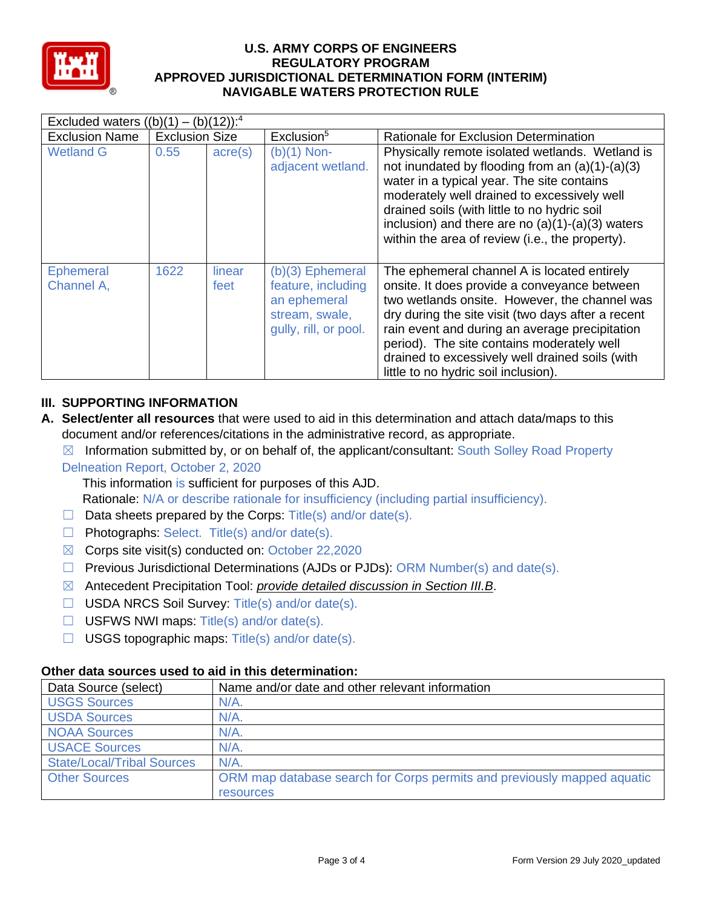# U.S. ARMY CORPS OF ENGINEERS
# REGULATORY PROGRAM
# APPROVED JURISDICTIONAL DETERMINATION FORM (INTERIM)
# NAVIGABLE WATERS PROTECTION RULE

| Excluded waters ((b)(1) – (b)(12)):[4] | | | | |
|---|---|---|---|---|
| Exclusion Name | Exclusion Size | | Exclusion[5] | Rationale for Exclusion Determination |
| Wetland G | 0.55 | acre(s) | (b)(1) Non-adjacent wetland. | Physically remote isolated wetlands. Wetland is not inundated by flooding from an (a)(1)-(a)(3) water in a typical year. The site contains moderately well drained to excessively well drained soils (with little to no hydric soil inclusion) and there are no (a)(1)-(a)(3) waters within the area of review (i.e., the property). |
| Ephemeral Channel A, | 1622 | linear feet | (b)(3) Ephemeral feature, including an ephemeral stream, swale, gully, rill, or pool. | The ephemeral channel A is located entirely onsite. It does provide a conveyance between two wetlands onsite. However, the channel was dry during the site visit (two days after a recent rain event and during an average precipitation period). The site contains moderately well drained to excessively well drained soils (with little to no hydric soil inclusion). |

## III. SUPPORTING INFORMATION

**A. Select/enter all resources** that were used to aid in this determination and attach data/maps to this document and/or references/citations in the administrative record, as appropriate.

☒ Information submitted by, or on behalf of, the applicant/consultant: South Solley Road Property Delneation Report, October 2, 2020

This information is sufficient for purposes of this AJD.

Rationale: N/A or describe rationale for insufficiency (including partial insufficiency).

☐ Data sheets prepared by the Corps: Title(s) and/or date(s).

☐ Photographs: Select. Title(s) and/or date(s).

☒ Corps site visit(s) conducted on: October 22,2020

☐ Previous Jurisdictional Determinations (AJDs or PJDs): ORM Number(s) and date(s).

☒ Antecedent Precipitation Tool: *provide detailed discussion in Section III.B*.

☐ USDA NRCS Soil Survey: Title(s) and/or date(s).

☐ USFWS NWI maps: Title(s) and/or date(s).

☐ USGS topographic maps: Title(s) and/or date(s).

**Other data sources used to aid in this determination:**

| Data Source (select) | Name and/or date and other relevant information |
|---|---|
| USGS Sources | N/A. |
| USDA Sources | N/A. |
| NOAA Sources | N/A. |
| USACE Sources | N/A. |
| State/Local/Tribal Sources | N/A. |
| Other Sources | ORM map database search for Corps permits and previously mapped aquatic resources |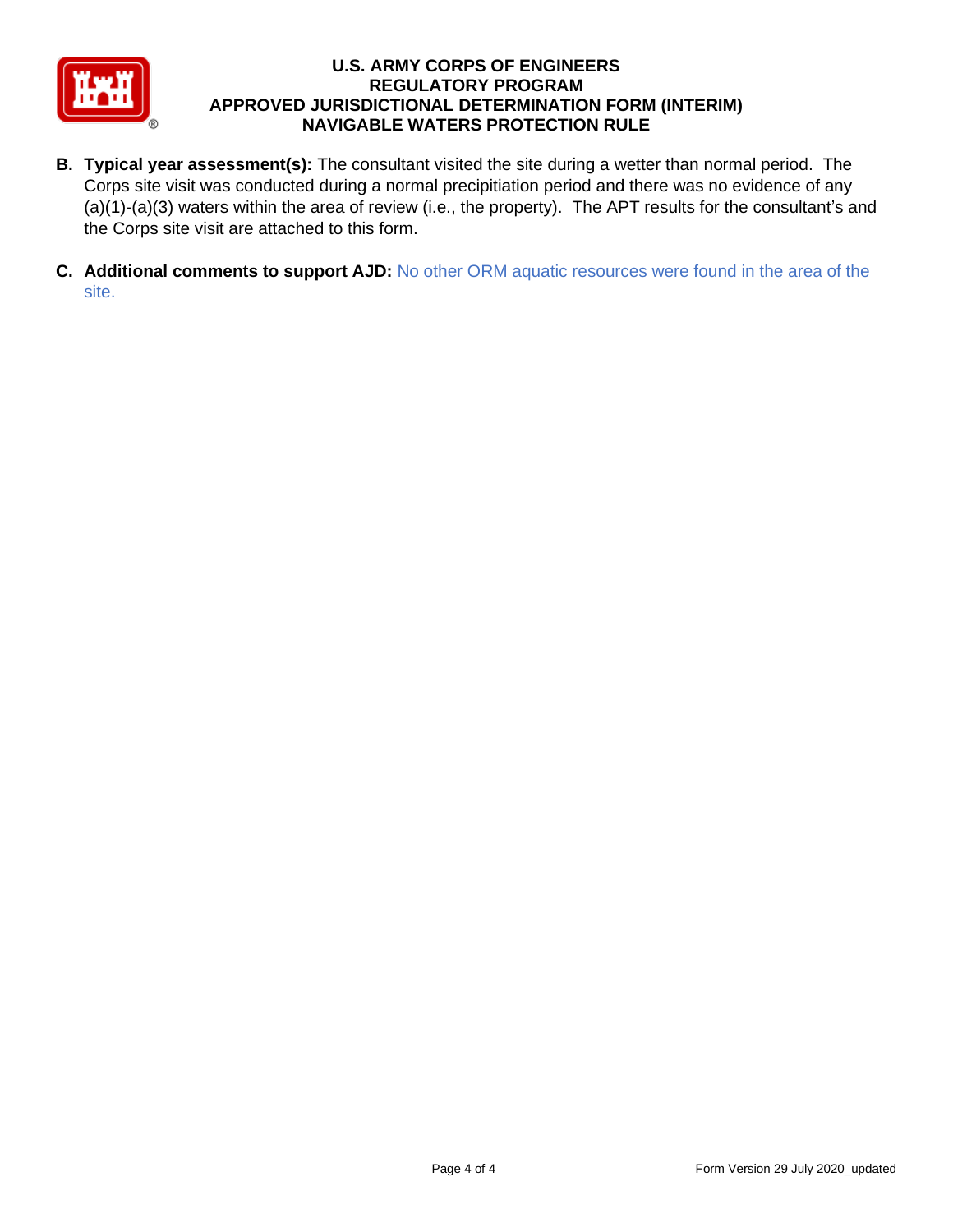**B. Typical year assessment(s):** The consultant visited the site during a wetter than normal period. The Corps site visit was conducted during a normal precipitiation period and there was no evidence of any (a)(1)-(a)(3) waters within the area of review (i.e., the property). The APT results for the consultant's and the Corps site visit are attached to this form.

**C. Additional comments to support AJD:** No other ORM aquatic resources were found in the area of the site.